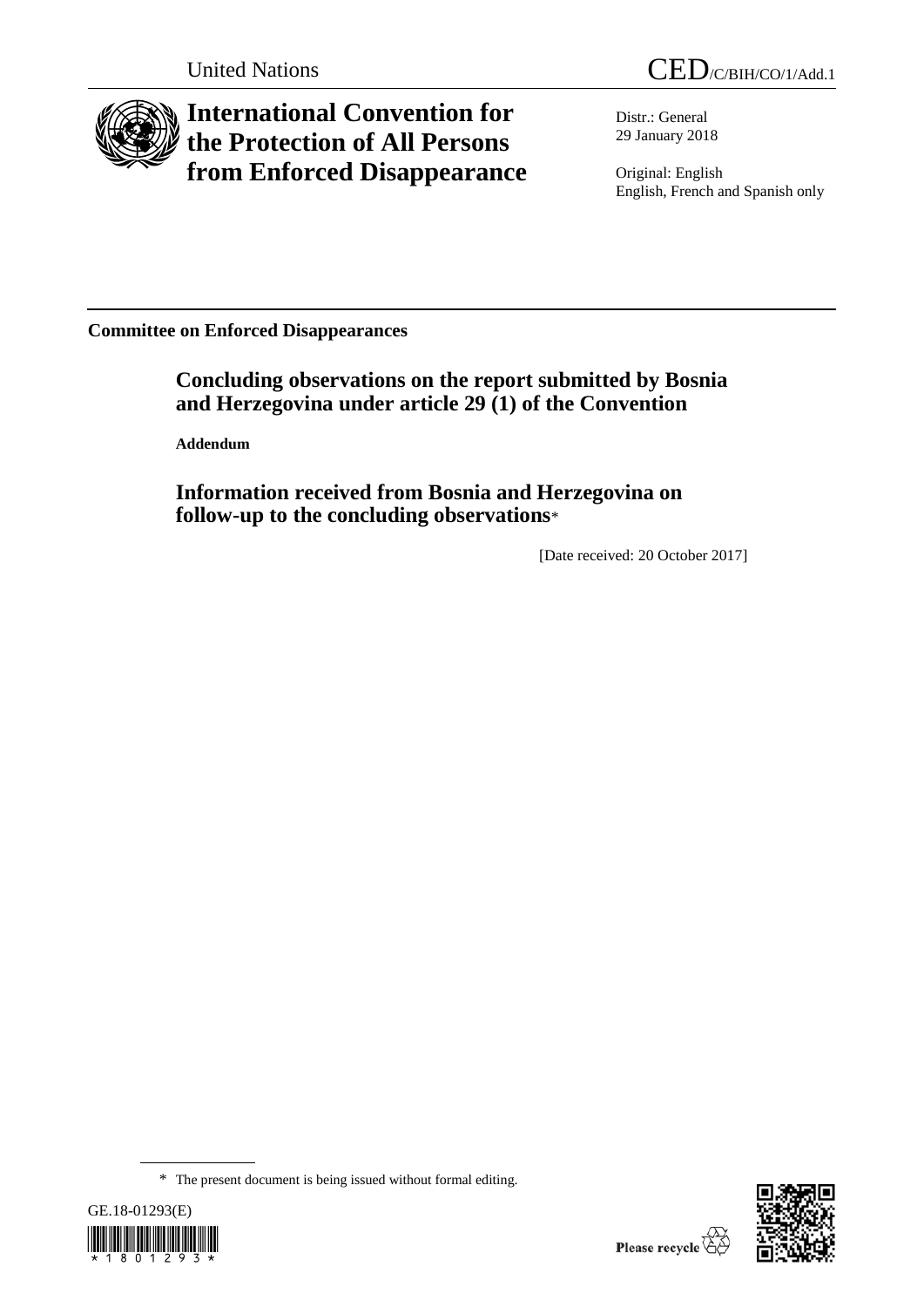United Nations

CED/C/BIH/CO/1/Add.1

# International Convention for the Protection of All Persons from Enforced Disappearance

Distr.: General
29 January 2018

Original: English
English, French and Spanish only

**Committee on Enforced Disappearances**

## Concluding observations on the report submitted by Bosnia and Herzegovina under article 29 (1) of the Convention

**Addendum**

## Information received from Bosnia and Herzegovina on follow-up to the concluding observations*

[Date received: 20 October 2017]

* The present document is being issued without formal editing.

GE.18-01293(E)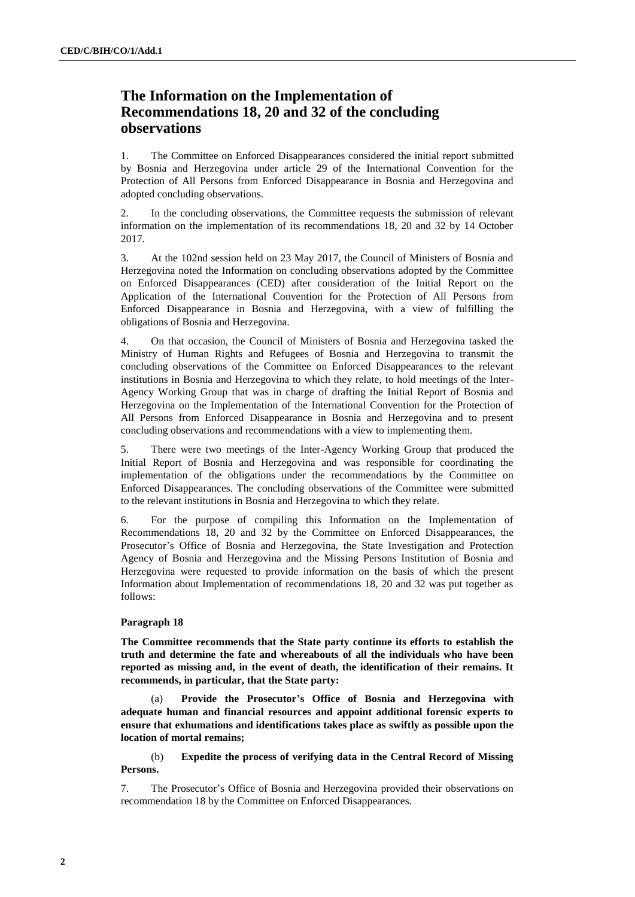# The Information on the Implementation of Recommendations 18, 20 and 32 of the concluding observations

1. The Committee on Enforced Disappearances considered the initial report submitted by Bosnia and Herzegovina under article 29 of the International Convention for the Protection of All Persons from Enforced Disappearance in Bosnia and Herzegovina and adopted concluding observations.

2. In the concluding observations, the Committee requests the submission of relevant information on the implementation of its recommendations 18, 20 and 32 by 14 October 2017.

3. At the 102nd session held on 23 May 2017, the Council of Ministers of Bosnia and Herzegovina noted the Information on concluding observations adopted by the Committee on Enforced Disappearances (CED) after consideration of the Initial Report on the Application of the International Convention for the Protection of All Persons from Enforced Disappearance in Bosnia and Herzegovina, with a view of fulfilling the obligations of Bosnia and Herzegovina.

4. On that occasion, the Council of Ministers of Bosnia and Herzegovina tasked the Ministry of Human Rights and Refugees of Bosnia and Herzegovina to transmit the concluding observations of the Committee on Enforced Disappearances to the relevant institutions in Bosnia and Herzegovina to which they relate, to hold meetings of the Inter-Agency Working Group that was in charge of drafting the Initial Report of Bosnia and Herzegovina on the Implementation of the International Convention for the Protection of All Persons from Enforced Disappearance in Bosnia and Herzegovina and to present concluding observations and recommendations with a view to implementing them.

5. There were two meetings of the Inter-Agency Working Group that produced the Initial Report of Bosnia and Herzegovina and was responsible for coordinating the implementation of the obligations under the recommendations by the Committee on Enforced Disappearances. The concluding observations of the Committee were submitted to the relevant institutions in Bosnia and Herzegovina to which they relate.

6. For the purpose of compiling this Information on the Implementation of Recommendations 18, 20 and 32 by the Committee on Enforced Disappearances, the Prosecutor's Office of Bosnia and Herzegovina, the State Investigation and Protection Agency of Bosnia and Herzegovina and the Missing Persons Institution of Bosnia and Herzegovina were requested to provide information on the basis of which the present Information about Implementation of recommendations 18, 20 and 32 was put together as follows:

**Paragraph 18**

**The Committee recommends that the State party continue its efforts to establish the truth and determine the fate and whereabouts of all the individuals who have been reported as missing and, in the event of death, the identification of their remains. It recommends, in particular, that the State party:**

(a) **Provide the Prosecutor's Office of Bosnia and Herzegovina with adequate human and financial resources and appoint additional forensic experts to ensure that exhumations and identifications takes place as swiftly as possible upon the location of mortal remains;**

(b) **Expedite the process of verifying data in the Central Record of Missing Persons.**

7. The Prosecutor's Office of Bosnia and Herzegovina provided their observations on recommendation 18 by the Committee on Enforced Disappearances.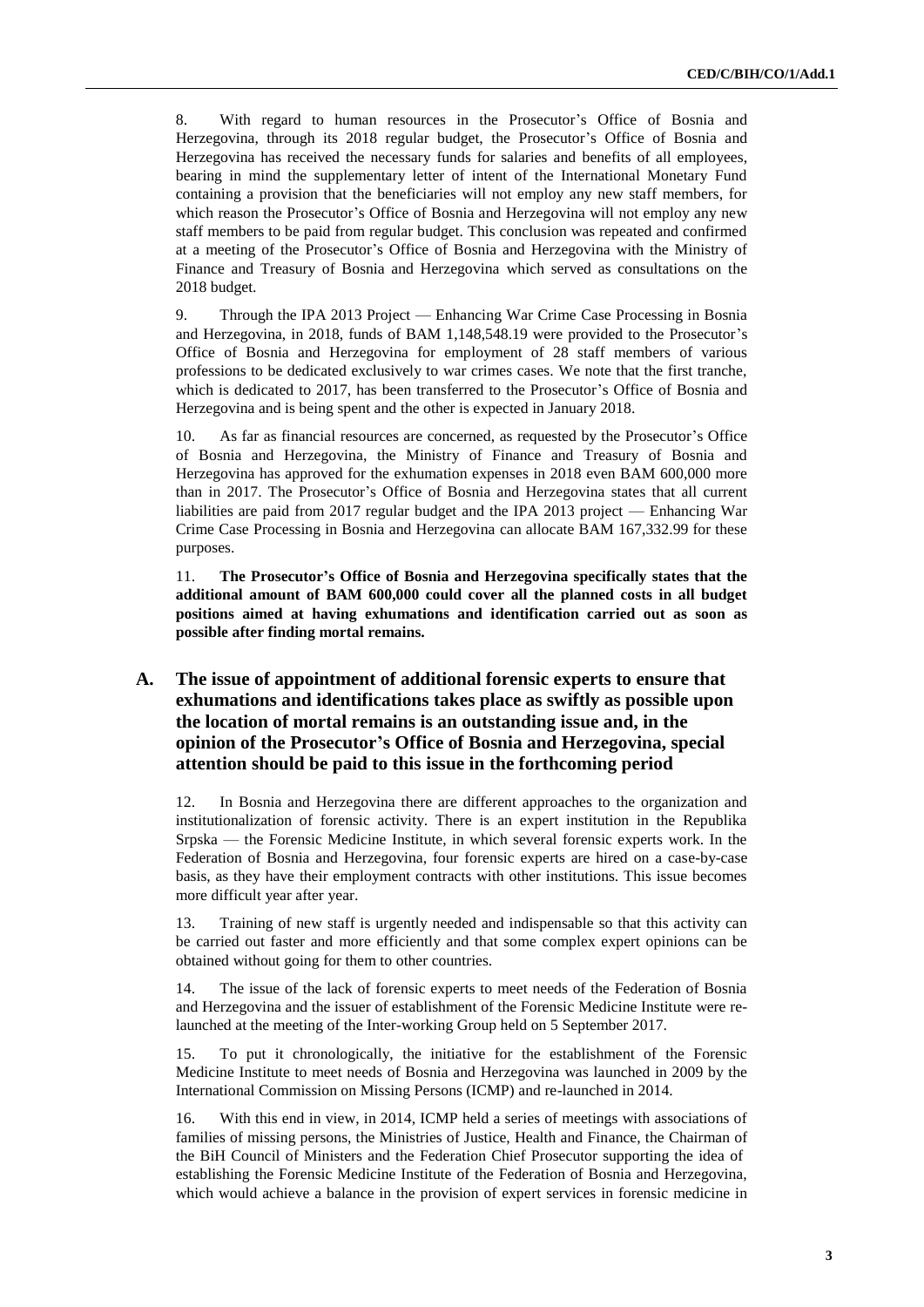8. With regard to human resources in the Prosecutor's Office of Bosnia and Herzegovina, through its 2018 regular budget, the Prosecutor's Office of Bosnia and Herzegovina has received the necessary funds for salaries and benefits of all employees, bearing in mind the supplementary letter of intent of the International Monetary Fund containing a provision that the beneficiaries will not employ any new staff members, for which reason the Prosecutor's Office of Bosnia and Herzegovina will not employ any new staff members to be paid from regular budget. This conclusion was repeated and confirmed at a meeting of the Prosecutor's Office of Bosnia and Herzegovina with the Ministry of Finance and Treasury of Bosnia and Herzegovina which served as consultations on the 2018 budget.

9. Through the IPA 2013 Project — Enhancing War Crime Case Processing in Bosnia and Herzegovina, in 2018, funds of BAM 1,148,548.19 were provided to the Prosecutor's Office of Bosnia and Herzegovina for employment of 28 staff members of various professions to be dedicated exclusively to war crimes cases. We note that the first tranche, which is dedicated to 2017, has been transferred to the Prosecutor's Office of Bosnia and Herzegovina and is being spent and the other is expected in January 2018.

10. As far as financial resources are concerned, as requested by the Prosecutor's Office of Bosnia and Herzegovina, the Ministry of Finance and Treasury of Bosnia and Herzegovina has approved for the exhumation expenses in 2018 even BAM 600,000 more than in 2017. The Prosecutor's Office of Bosnia and Herzegovina states that all current liabilities are paid from 2017 regular budget and the IPA 2013 project — Enhancing War Crime Case Processing in Bosnia and Herzegovina can allocate BAM 167,332.99 for these purposes.

11. **The Prosecutor's Office of Bosnia and Herzegovina specifically states that the additional amount of BAM 600,000 could cover all the planned costs in all budget positions aimed at having exhumations and identification carried out as soon as possible after finding mortal remains.**

## A. The issue of appointment of additional forensic experts to ensure that exhumations and identifications takes place as swiftly as possible upon the location of mortal remains is an outstanding issue and, in the opinion of the Prosecutor's Office of Bosnia and Herzegovina, special attention should be paid to this issue in the forthcoming period

12. In Bosnia and Herzegovina there are different approaches to the organization and institutionalization of forensic activity. There is an expert institution in the Republika Srpska — the Forensic Medicine Institute, in which several forensic experts work. In the Federation of Bosnia and Herzegovina, four forensic experts are hired on a case-by-case basis, as they have their employment contracts with other institutions. This issue becomes more difficult year after year.

13. Training of new staff is urgently needed and indispensable so that this activity can be carried out faster and more efficiently and that some complex expert opinions can be obtained without going for them to other countries.

14. The issue of the lack of forensic experts to meet needs of the Federation of Bosnia and Herzegovina and the issuer of establishment of the Forensic Medicine Institute were re-launched at the meeting of the Inter-working Group held on 5 September 2017.

15. To put it chronologically, the initiative for the establishment of the Forensic Medicine Institute to meet needs of Bosnia and Herzegovina was launched in 2009 by the International Commission on Missing Persons (ICMP) and re-launched in 2014.

16. With this end in view, in 2014, ICMP held a series of meetings with associations of families of missing persons, the Ministries of Justice, Health and Finance, the Chairman of the BiH Council of Ministers and the Federation Chief Prosecutor supporting the idea of establishing the Forensic Medicine Institute of the Federation of Bosnia and Herzegovina, which would achieve a balance in the provision of expert services in forensic medicine in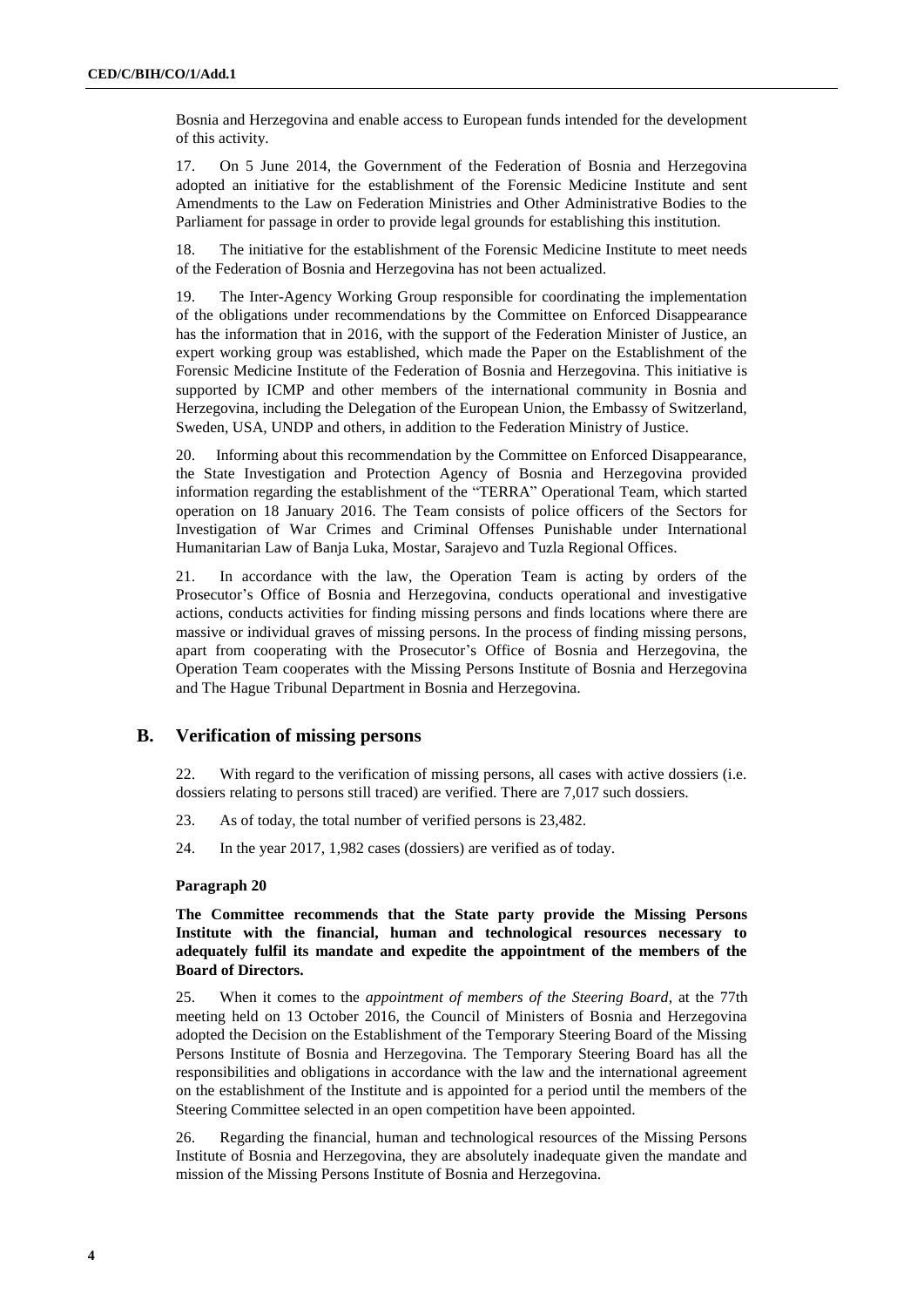Bosnia and Herzegovina and enable access to European funds intended for the development of this activity.

17. On 5 June 2014, the Government of the Federation of Bosnia and Herzegovina adopted an initiative for the establishment of the Forensic Medicine Institute and sent Amendments to the Law on Federation Ministries and Other Administrative Bodies to the Parliament for passage in order to provide legal grounds for establishing this institution.

18. The initiative for the establishment of the Forensic Medicine Institute to meet needs of the Federation of Bosnia and Herzegovina has not been actualized.

19. The Inter-Agency Working Group responsible for coordinating the implementation of the obligations under recommendations by the Committee on Enforced Disappearance has the information that in 2016, with the support of the Federation Minister of Justice, an expert working group was established, which made the Paper on the Establishment of the Forensic Medicine Institute of the Federation of Bosnia and Herzegovina. This initiative is supported by ICMP and other members of the international community in Bosnia and Herzegovina, including the Delegation of the European Union, the Embassy of Switzerland, Sweden, USA, UNDP and others, in addition to the Federation Ministry of Justice.

20. Informing about this recommendation by the Committee on Enforced Disappearance, the State Investigation and Protection Agency of Bosnia and Herzegovina provided information regarding the establishment of the "TERRA" Operational Team, which started operation on 18 January 2016. The Team consists of police officers of the Sectors for Investigation of War Crimes and Criminal Offenses Punishable under International Humanitarian Law of Banja Luka, Mostar, Sarajevo and Tuzla Regional Offices.

21. In accordance with the law, the Operation Team is acting by orders of the Prosecutor's Office of Bosnia and Herzegovina, conducts operational and investigative actions, conducts activities for finding missing persons and finds locations where there are massive or individual graves of missing persons. In the process of finding missing persons, apart from cooperating with the Prosecutor's Office of Bosnia and Herzegovina, the Operation Team cooperates with the Missing Persons Institute of Bosnia and Herzegovina and The Hague Tribunal Department in Bosnia and Herzegovina.

## B. Verification of missing persons

22. With regard to the verification of missing persons, all cases with active dossiers (i.e. dossiers relating to persons still traced) are verified. There are 7,017 such dossiers.

23. As of today, the total number of verified persons is 23,482.

24. In the year 2017, 1,982 cases (dossiers) are verified as of today.

**Paragraph 20**

**The Committee recommends that the State party provide the Missing Persons Institute with the financial, human and technological resources necessary to adequately fulfil its mandate and expedite the appointment of the members of the Board of Directors.**

25. When it comes to the *appointment of members of the Steering Board*, at the 77th meeting held on 13 October 2016, the Council of Ministers of Bosnia and Herzegovina adopted the Decision on the Establishment of the Temporary Steering Board of the Missing Persons Institute of Bosnia and Herzegovina. The Temporary Steering Board has all the responsibilities and obligations in accordance with the law and the international agreement on the establishment of the Institute and is appointed for a period until the members of the Steering Committee selected in an open competition have been appointed.

26. Regarding the financial, human and technological resources of the Missing Persons Institute of Bosnia and Herzegovina, they are absolutely inadequate given the mandate and mission of the Missing Persons Institute of Bosnia and Herzegovina.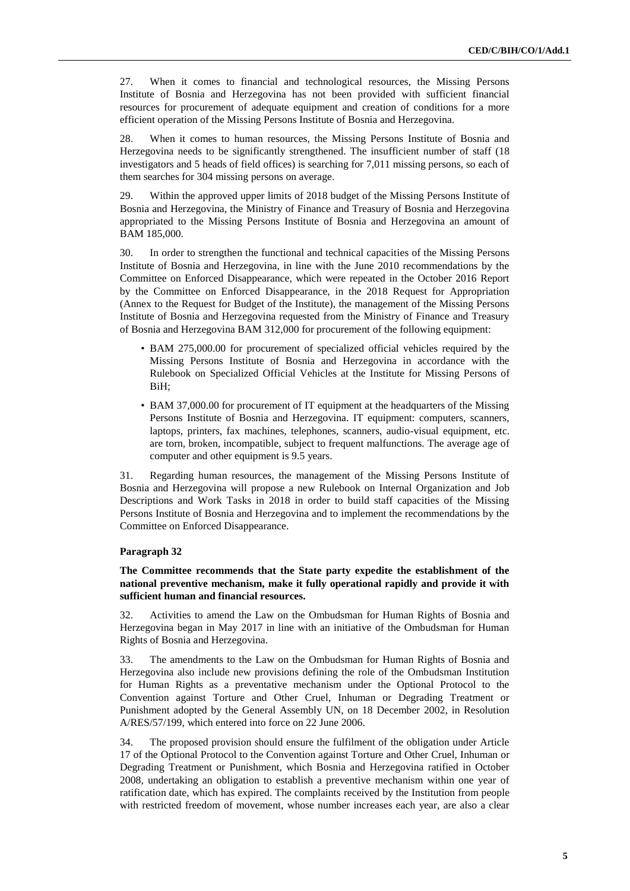27. When it comes to financial and technological resources, the Missing Persons Institute of Bosnia and Herzegovina has not been provided with sufficient financial resources for procurement of adequate equipment and creation of conditions for a more efficient operation of the Missing Persons Institute of Bosnia and Herzegovina.

28. When it comes to human resources, the Missing Persons Institute of Bosnia and Herzegovina needs to be significantly strengthened. The insufficient number of staff (18 investigators and 5 heads of field offices) is searching for 7,011 missing persons, so each of them searches for 304 missing persons on average.

29. Within the approved upper limits of 2018 budget of the Missing Persons Institute of Bosnia and Herzegovina, the Ministry of Finance and Treasury of Bosnia and Herzegovina appropriated to the Missing Persons Institute of Bosnia and Herzegovina an amount of BAM 185,000.

30. In order to strengthen the functional and technical capacities of the Missing Persons Institute of Bosnia and Herzegovina, in line with the June 2010 recommendations by the Committee on Enforced Disappearance, which were repeated in the October 2016 Report by the Committee on Enforced Disappearance, in the 2018 Request for Appropriation (Annex to the Request for Budget of the Institute), the management of the Missing Persons Institute of Bosnia and Herzegovina requested from the Ministry of Finance and Treasury of Bosnia and Herzegovina BAM 312,000 for procurement of the following equipment:

- BAM 275,000.00 for procurement of specialized official vehicles required by the Missing Persons Institute of Bosnia and Herzegovina in accordance with the Rulebook on Specialized Official Vehicles at the Institute for Missing Persons of BiH;
- BAM 37,000.00 for procurement of IT equipment at the headquarters of the Missing Persons Institute of Bosnia and Herzegovina. IT equipment: computers, scanners, laptops, printers, fax machines, telephones, scanners, audio-visual equipment, etc. are torn, broken, incompatible, subject to frequent malfunctions. The average age of computer and other equipment is 9.5 years.

31. Regarding human resources, the management of the Missing Persons Institute of Bosnia and Herzegovina will propose a new Rulebook on Internal Organization and Job Descriptions and Work Tasks in 2018 in order to build staff capacities of the Missing Persons Institute of Bosnia and Herzegovina and to implement the recommendations by the Committee on Enforced Disappearance.

#### Paragraph 32

**The Committee recommends that the State party expedite the establishment of the national preventive mechanism, make it fully operational rapidly and provide it with sufficient human and financial resources.**

32. Activities to amend the Law on the Ombudsman for Human Rights of Bosnia and Herzegovina began in May 2017 in line with an initiative of the Ombudsman for Human Rights of Bosnia and Herzegovina.

33. The amendments to the Law on the Ombudsman for Human Rights of Bosnia and Herzegovina also include new provisions defining the role of the Ombudsman Institution for Human Rights as a preventative mechanism under the Optional Protocol to the Convention against Torture and Other Cruel, Inhuman or Degrading Treatment or Punishment adopted by the General Assembly UN, on 18 December 2002, in Resolution A/RES/57/199, which entered into force on 22 June 2006.

34. The proposed provision should ensure the fulfilment of the obligation under Article 17 of the Optional Protocol to the Convention against Torture and Other Cruel, Inhuman or Degrading Treatment or Punishment, which Bosnia and Herzegovina ratified in October 2008, undertaking an obligation to establish a preventive mechanism within one year of ratification date, which has expired. The complaints received by the Institution from people with restricted freedom of movement, whose number increases each year, are also a clear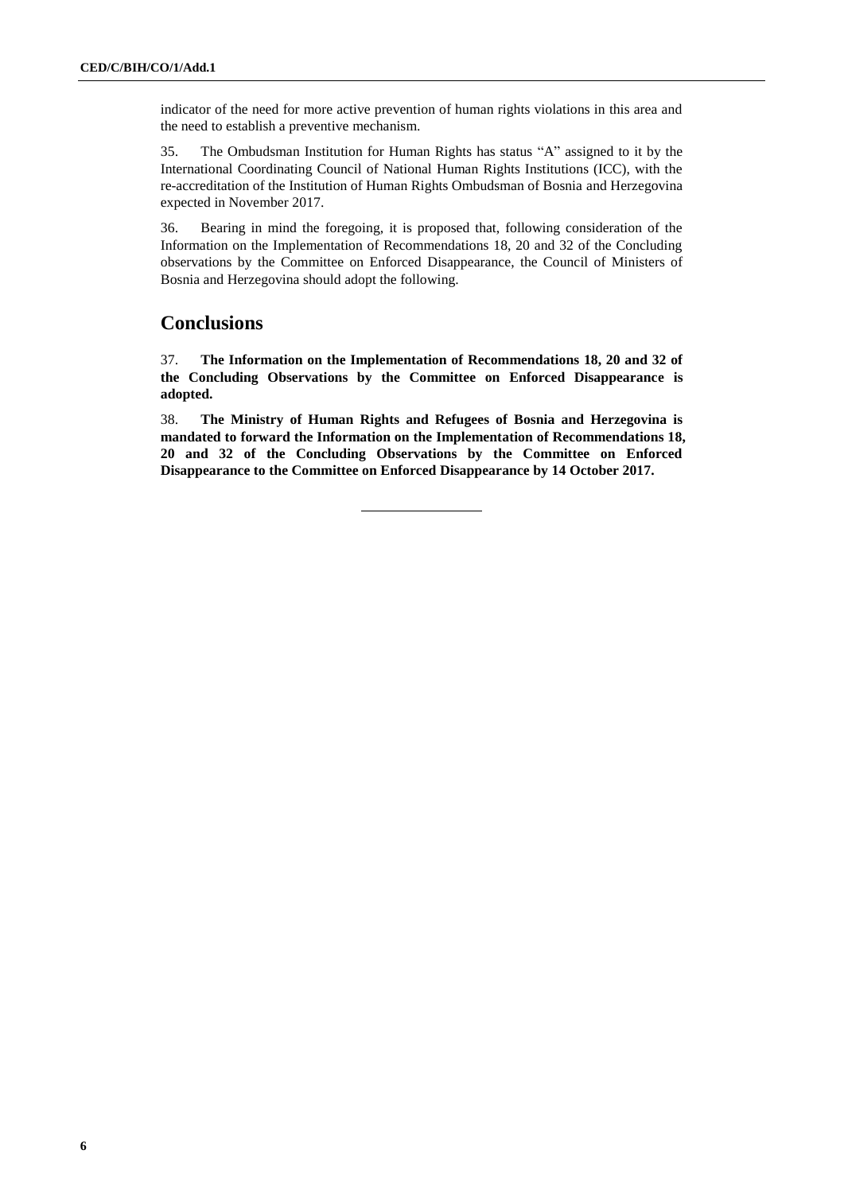indicator of the need for more active prevention of human rights violations in this area and the need to establish a preventive mechanism.

35. The Ombudsman Institution for Human Rights has status “A” assigned to it by the International Coordinating Council of National Human Rights Institutions (ICC), with the re-accreditation of the Institution of Human Rights Ombudsman of Bosnia and Herzegovina expected in November 2017.

36. Bearing in mind the foregoing, it is proposed that, following consideration of the Information on the Implementation of Recommendations 18, 20 and 32 of the Concluding observations by the Committee on Enforced Disappearance, the Council of Ministers of Bosnia and Herzegovina should adopt the following.

## Conclusions

37. **The Information on the Implementation of Recommendations 18, 20 and 32 of the Concluding Observations by the Committee on Enforced Disappearance is adopted.**

38. **The Ministry of Human Rights and Refugees of Bosnia and Herzegovina is mandated to forward the Information on the Implementation of Recommendations 18, 20 and 32 of the Concluding Observations by the Committee on Enforced Disappearance to the Committee on Enforced Disappearance by 14 October 2017.**